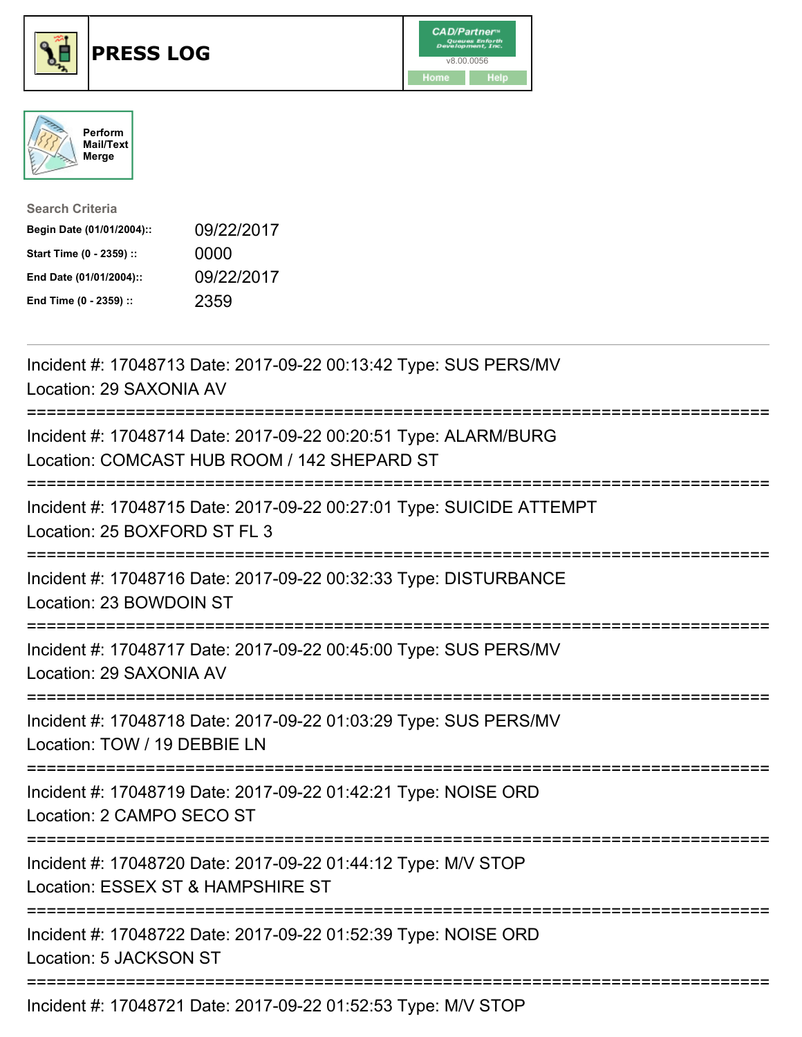# PRESS LOG

Perform Mail/Text Merge

**Search Criteria**

| | |
|---|---|
| **Begin Date (01/01/2004)::** | 09/22/2017 |
| **Start Time (0 - 2359) ::** | 0000 |
| **End Date (01/01/2004)::** | 09/22/2017 |
| **End Time (0 - 2359) ::** | 2359 |

---

Incident #: 17048713 Date: 2017-09-22 00:13:42 Type: SUS PERS/MV
Location: 29 SAXONIA AV

===========================================================================

Incident #: 17048714 Date: 2017-09-22 00:20:51 Type: ALARM/BURG
Location: COMCAST HUB ROOM / 142 SHEPARD ST

===========================================================================

Incident #: 17048715 Date: 2017-09-22 00:27:01 Type: SUICIDE ATTEMPT
Location: 25 BOXFORD ST FL 3

===========================================================================

Incident #: 17048716 Date: 2017-09-22 00:32:33 Type: DISTURBANCE
Location: 23 BOWDOIN ST

===========================================================================

Incident #: 17048717 Date: 2017-09-22 00:45:00 Type: SUS PERS/MV
Location: 29 SAXONIA AV

===========================================================================

Incident #: 17048718 Date: 2017-09-22 01:03:29 Type: SUS PERS/MV
Location: TOW / 19 DEBBIE LN

===========================================================================

Incident #: 17048719 Date: 2017-09-22 01:42:21 Type: NOISE ORD
Location: 2 CAMPO SECO ST

===========================================================================

Incident #: 17048720 Date: 2017-09-22 01:44:12 Type: M/V STOP
Location: ESSEX ST & HAMPSHIRE ST

===========================================================================

Incident #: 17048722 Date: 2017-09-22 01:52:39 Type: NOISE ORD
Location: 5 JACKSON ST

===========================================================================

Incident #: 17048721 Date: 2017-09-22 01:52:53 Type: M/V STOP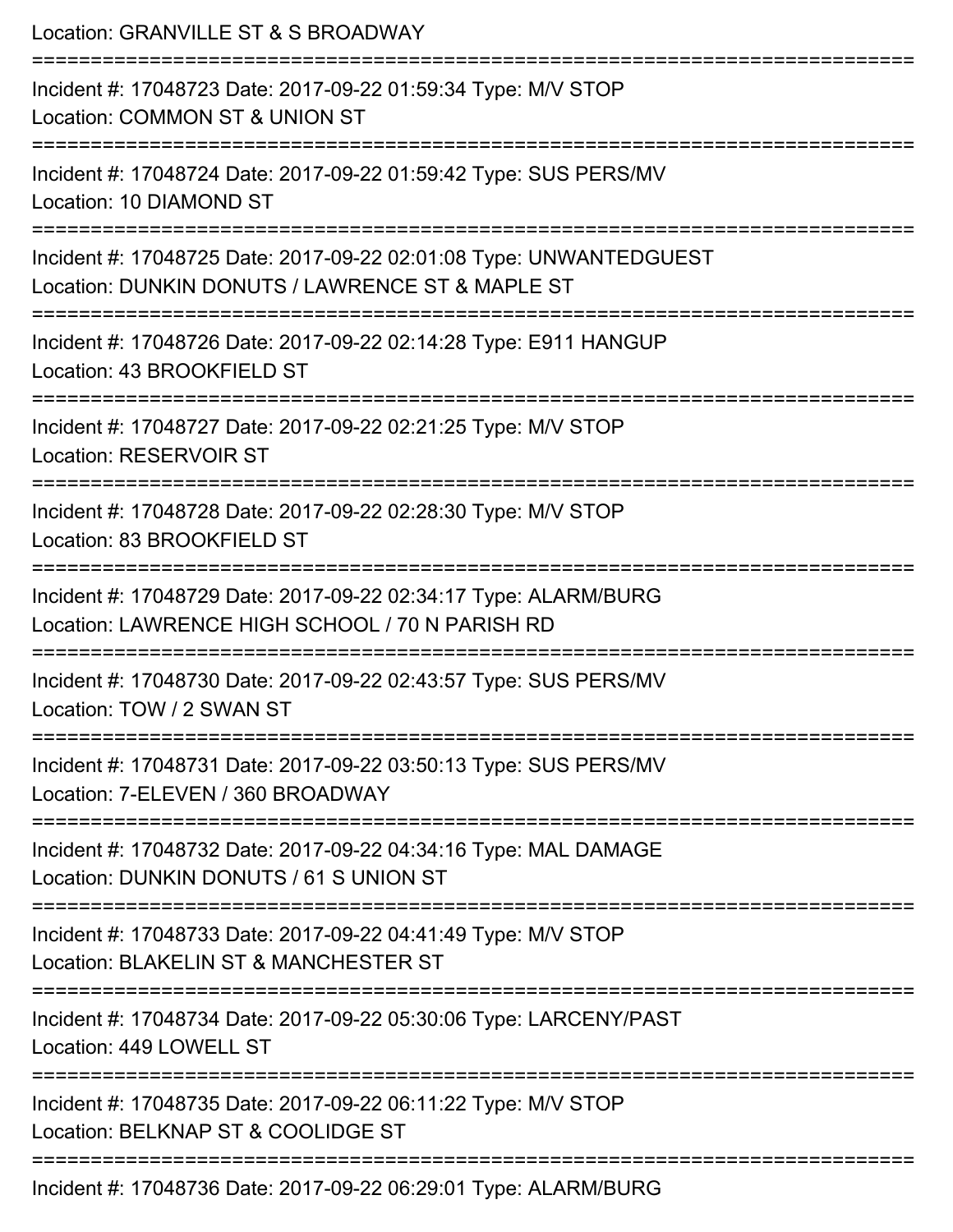Location: GRANVILLE ST & S BROADWAY

===========================================================================

Incident #: 17048723 Date: 2017-09-22 01:59:34 Type: M/V STOP
Location: COMMON ST & UNION ST

===========================================================================

Incident #: 17048724 Date: 2017-09-22 01:59:42 Type: SUS PERS/MV
Location: 10 DIAMOND ST

===========================================================================

Incident #: 17048725 Date: 2017-09-22 02:01:08 Type: UNWANTEDGUEST
Location: DUNKIN DONUTS / LAWRENCE ST & MAPLE ST

===========================================================================

Incident #: 17048726 Date: 2017-09-22 02:14:28 Type: E911 HANGUP
Location: 43 BROOKFIELD ST

===========================================================================

Incident #: 17048727 Date: 2017-09-22 02:21:25 Type: M/V STOP
Location: RESERVOIR ST

===========================================================================

Incident #: 17048728 Date: 2017-09-22 02:28:30 Type: M/V STOP
Location: 83 BROOKFIELD ST

===========================================================================

Incident #: 17048729 Date: 2017-09-22 02:34:17 Type: ALARM/BURG
Location: LAWRENCE HIGH SCHOOL / 70 N PARISH RD

===========================================================================

Incident #: 17048730 Date: 2017-09-22 02:43:57 Type: SUS PERS/MV
Location: TOW / 2 SWAN ST

===========================================================================

Incident #: 17048731 Date: 2017-09-22 03:50:13 Type: SUS PERS/MV
Location: 7-ELEVEN / 360 BROADWAY

===========================================================================

Incident #: 17048732 Date: 2017-09-22 04:34:16 Type: MAL DAMAGE
Location: DUNKIN DONUTS / 61 S UNION ST

===========================================================================

Incident #: 17048733 Date: 2017-09-22 04:41:49 Type: M/V STOP
Location: BLAKELIN ST & MANCHESTER ST

===========================================================================

Incident #: 17048734 Date: 2017-09-22 05:30:06 Type: LARCENY/PAST
Location: 449 LOWELL ST

===========================================================================

Incident #: 17048735 Date: 2017-09-22 06:11:22 Type: M/V STOP
Location: BELKNAP ST & COOLIDGE ST

===========================================================================

Incident #: 17048736 Date: 2017-09-22 06:29:01 Type: ALARM/BURG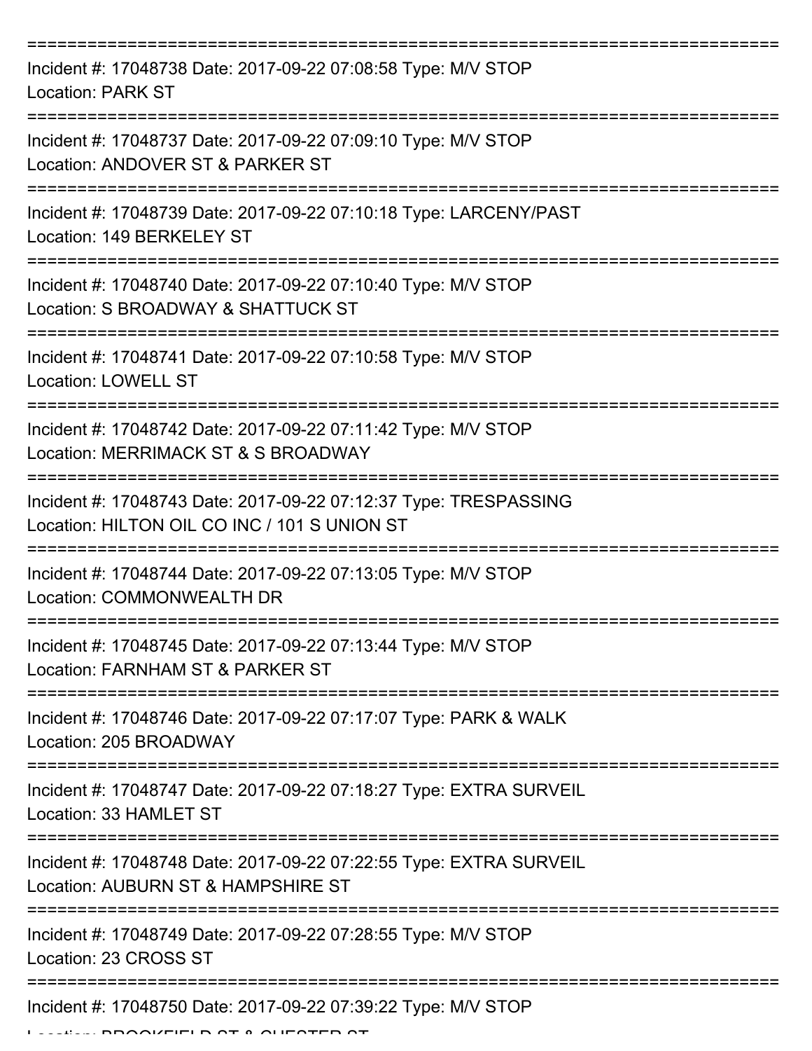===========================================================================

Incident #: 17048738 Date: 2017-09-22 07:08:58 Type: M/V STOP
Location: PARK ST

===========================================================================

Incident #: 17048737 Date: 2017-09-22 07:09:10 Type: M/V STOP
Location: ANDOVER ST & PARKER ST

===========================================================================

Incident #: 17048739 Date: 2017-09-22 07:10:18 Type: LARCENY/PAST
Location: 149 BERKELEY ST

===========================================================================

Incident #: 17048740 Date: 2017-09-22 07:10:40 Type: M/V STOP
Location: S BROADWAY & SHATTUCK ST

===========================================================================

Incident #: 17048741 Date: 2017-09-22 07:10:58 Type: M/V STOP
Location: LOWELL ST

===========================================================================

Incident #: 17048742 Date: 2017-09-22 07:11:42 Type: M/V STOP
Location: MERRIMACK ST & S BROADWAY

===========================================================================

Incident #: 17048743 Date: 2017-09-22 07:12:37 Type: TRESPASSING
Location: HILTON OIL CO INC / 101 S UNION ST

===========================================================================

Incident #: 17048744 Date: 2017-09-22 07:13:05 Type: M/V STOP
Location: COMMONWEALTH DR

===========================================================================

Incident #: 17048745 Date: 2017-09-22 07:13:44 Type: M/V STOP
Location: FARNHAM ST & PARKER ST

===========================================================================

Incident #: 17048746 Date: 2017-09-22 07:17:07 Type: PARK & WALK
Location: 205 BROADWAY

===========================================================================

Incident #: 17048747 Date: 2017-09-22 07:18:27 Type: EXTRA SURVEIL
Location: 33 HAMLET ST

===========================================================================

Incident #: 17048748 Date: 2017-09-22 07:22:55 Type: EXTRA SURVEIL
Location: AUBURN ST & HAMPSHIRE ST

===========================================================================

Incident #: 17048749 Date: 2017-09-22 07:28:55 Type: M/V STOP
Location: 23 CROSS ST

===========================================================================

Incident #: 17048750 Date: 2017-09-22 07:39:22 Type: M/V STOP
Location: BROOKFIELD ST & CHESTER ST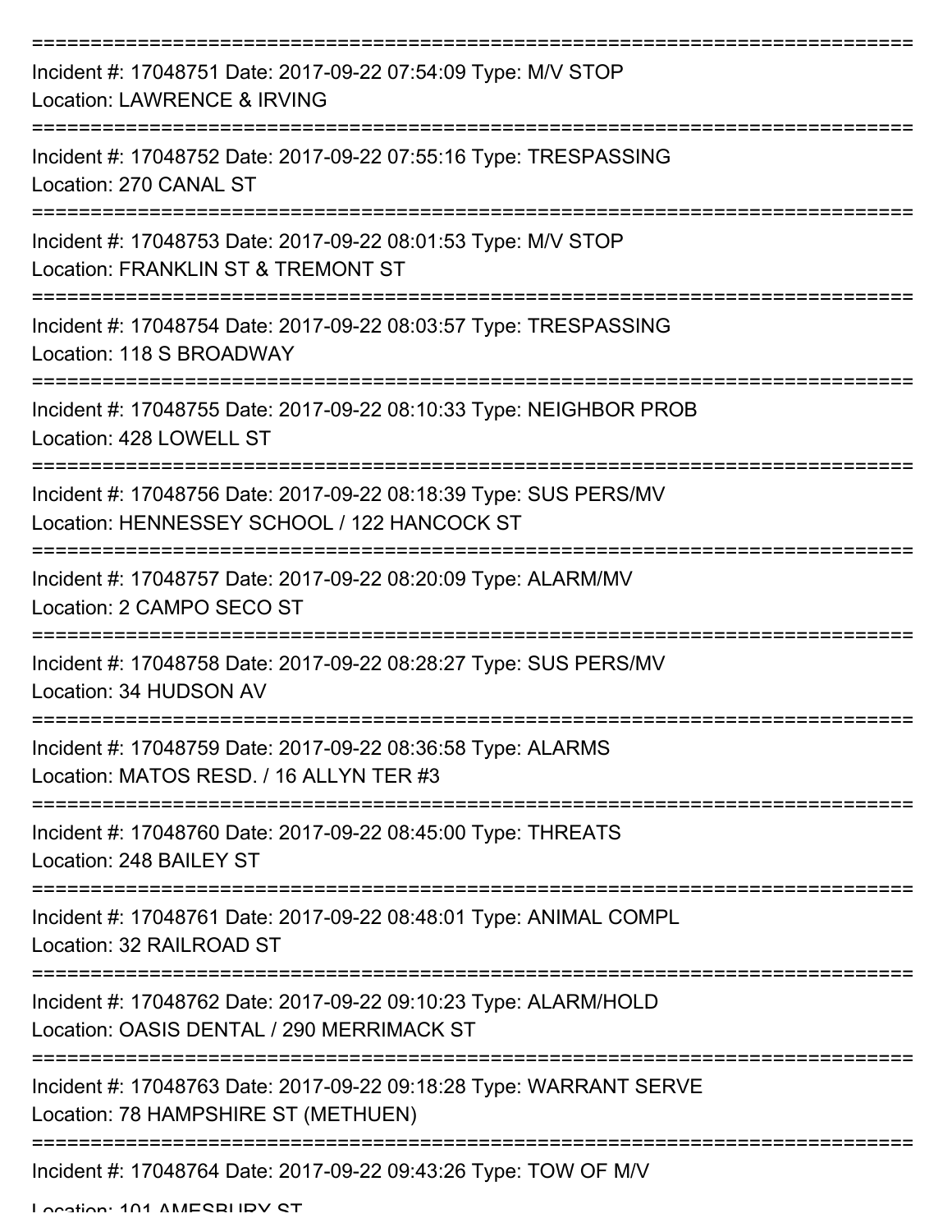===========================================================================

Incident #: 17048751 Date: 2017-09-22 07:54:09 Type: M/V STOP
Location: LAWRENCE & IRVING

===========================================================================

Incident #: 17048752 Date: 2017-09-22 07:55:16 Type: TRESPASSING
Location: 270 CANAL ST

===========================================================================

Incident #: 17048753 Date: 2017-09-22 08:01:53 Type: M/V STOP
Location: FRANKLIN ST & TREMONT ST

===========================================================================

Incident #: 17048754 Date: 2017-09-22 08:03:57 Type: TRESPASSING
Location: 118 S BROADWAY

===========================================================================

Incident #: 17048755 Date: 2017-09-22 08:10:33 Type: NEIGHBOR PROB
Location: 428 LOWELL ST

===========================================================================

Incident #: 17048756 Date: 2017-09-22 08:18:39 Type: SUS PERS/MV
Location: HENNESSEY SCHOOL / 122 HANCOCK ST

===========================================================================

Incident #: 17048757 Date: 2017-09-22 08:20:09 Type: ALARM/MV
Location: 2 CAMPO SECO ST

===========================================================================

Incident #: 17048758 Date: 2017-09-22 08:28:27 Type: SUS PERS/MV
Location: 34 HUDSON AV

===========================================================================

Incident #: 17048759 Date: 2017-09-22 08:36:58 Type: ALARMS
Location: MATOS RESD. / 16 ALLYN TER #3

===========================================================================

Incident #: 17048760 Date: 2017-09-22 08:45:00 Type: THREATS
Location: 248 BAILEY ST

===========================================================================

Incident #: 17048761 Date: 2017-09-22 08:48:01 Type: ANIMAL COMPL
Location: 32 RAILROAD ST

===========================================================================

Incident #: 17048762 Date: 2017-09-22 09:10:23 Type: ALARM/HOLD
Location: OASIS DENTAL / 290 MERRIMACK ST

===========================================================================

Incident #: 17048763 Date: 2017-09-22 09:18:28 Type: WARRANT SERVE
Location: 78 HAMPSHIRE ST (METHUEN)

===========================================================================

Incident #: 17048764 Date: 2017-09-22 09:43:26 Type: TOW OF M/V
Location: 101 AMESBURY ST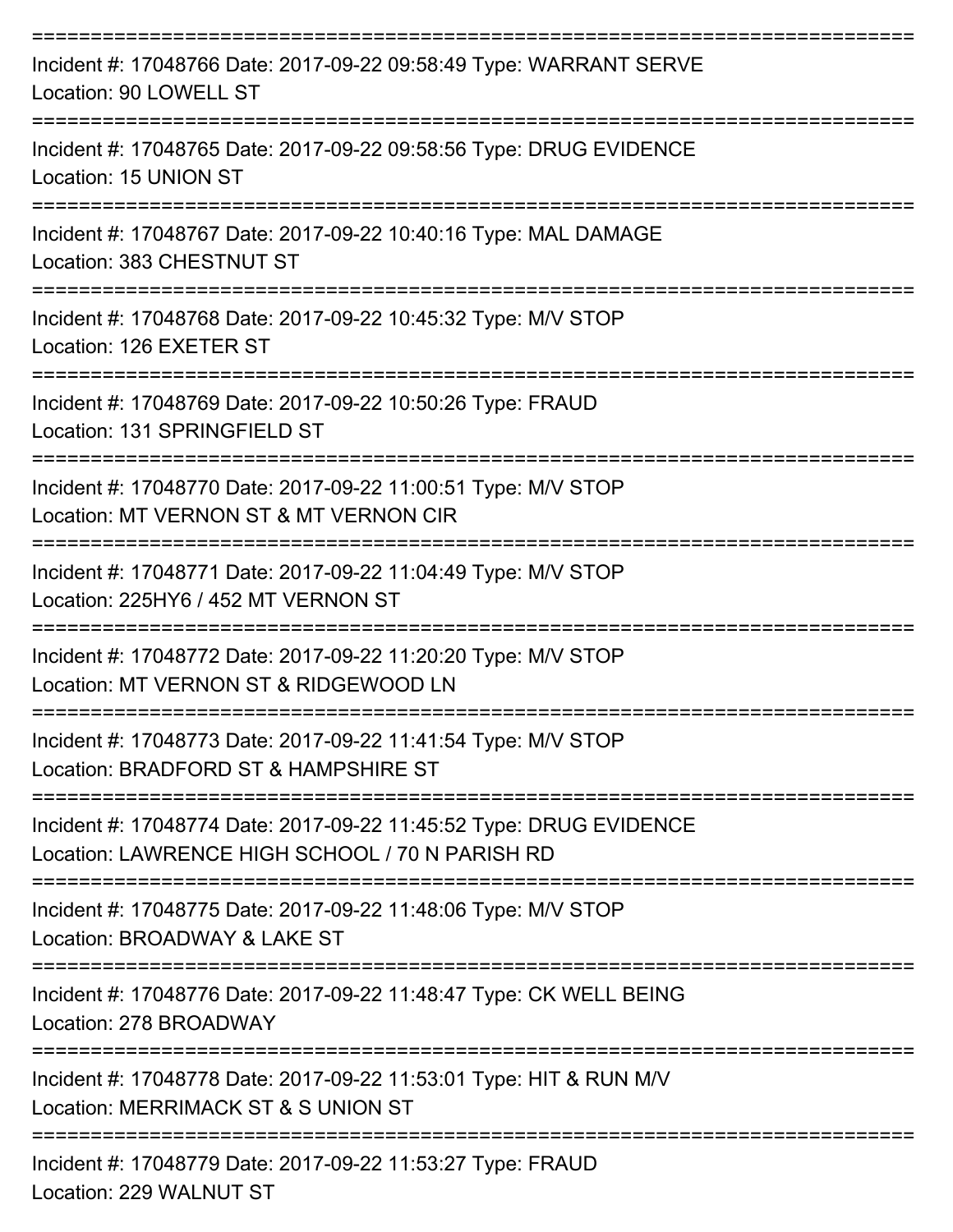===========================================================================

Incident #: 17048766 Date: 2017-09-22 09:58:49 Type: WARRANT SERVE
Location: 90 LOWELL ST

===========================================================================

Incident #: 17048765 Date: 2017-09-22 09:58:56 Type: DRUG EVIDENCE
Location: 15 UNION ST

===========================================================================

Incident #: 17048767 Date: 2017-09-22 10:40:16 Type: MAL DAMAGE
Location: 383 CHESTNUT ST

===========================================================================

Incident #: 17048768 Date: 2017-09-22 10:45:32 Type: M/V STOP
Location: 126 EXETER ST

===========================================================================

Incident #: 17048769 Date: 2017-09-22 10:50:26 Type: FRAUD
Location: 131 SPRINGFIELD ST

===========================================================================

Incident #: 17048770 Date: 2017-09-22 11:00:51 Type: M/V STOP
Location: MT VERNON ST & MT VERNON CIR

===========================================================================

Incident #: 17048771 Date: 2017-09-22 11:04:49 Type: M/V STOP
Location: 225HY6 / 452 MT VERNON ST

===========================================================================

Incident #: 17048772 Date: 2017-09-22 11:20:20 Type: M/V STOP
Location: MT VERNON ST & RIDGEWOOD LN

===========================================================================

Incident #: 17048773 Date: 2017-09-22 11:41:54 Type: M/V STOP
Location: BRADFORD ST & HAMPSHIRE ST

===========================================================================

Incident #: 17048774 Date: 2017-09-22 11:45:52 Type: DRUG EVIDENCE
Location: LAWRENCE HIGH SCHOOL / 70 N PARISH RD

===========================================================================

Incident #: 17048775 Date: 2017-09-22 11:48:06 Type: M/V STOP
Location: BROADWAY & LAKE ST

===========================================================================

Incident #: 17048776 Date: 2017-09-22 11:48:47 Type: CK WELL BEING
Location: 278 BROADWAY

===========================================================================

Incident #: 17048778 Date: 2017-09-22 11:53:01 Type: HIT & RUN M/V
Location: MERRIMACK ST & S UNION ST

===========================================================================

Incident #: 17048779 Date: 2017-09-22 11:53:27 Type: FRAUD
Location: 229 WALNUT ST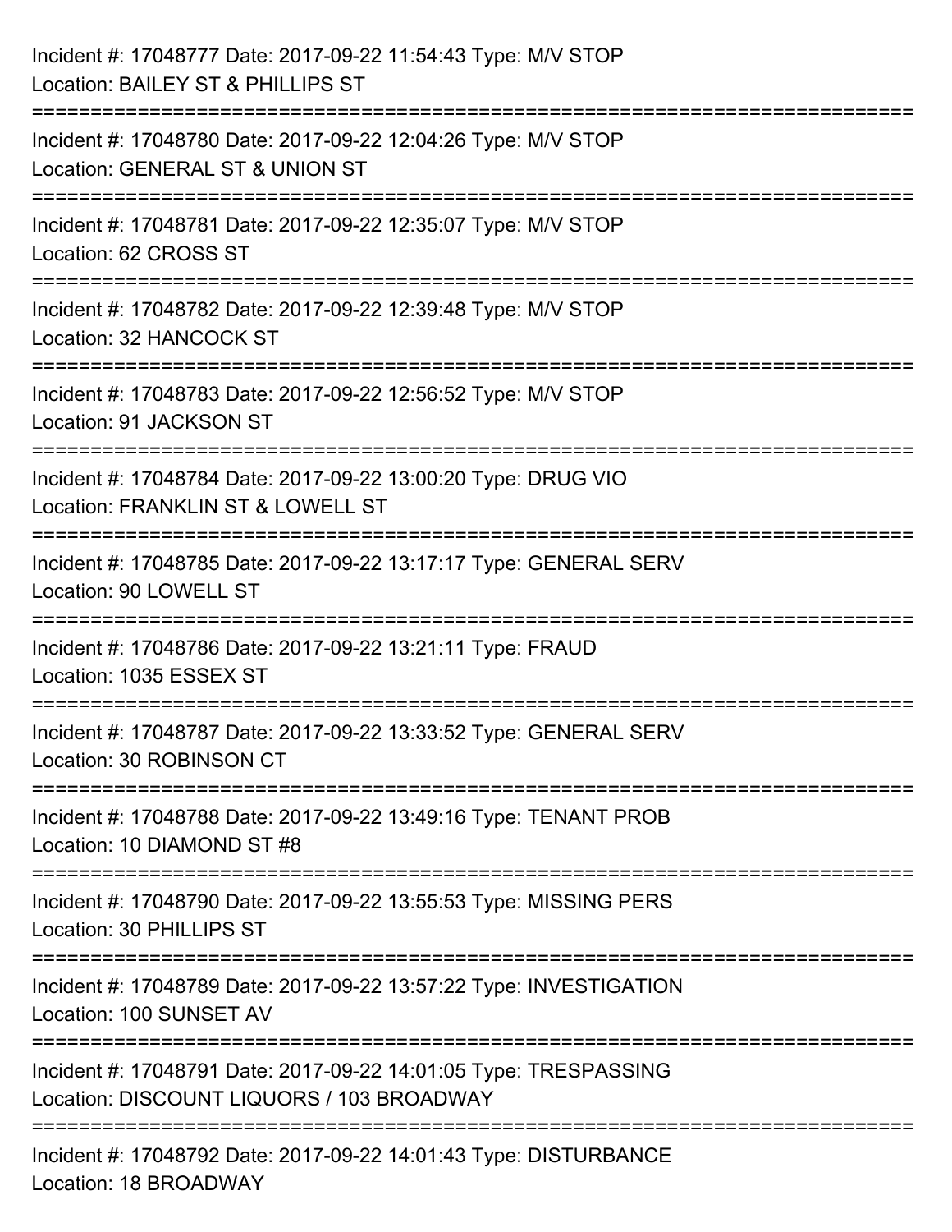Incident #: 17048777 Date: 2017-09-22 11:54:43 Type: M/V STOP
Location: BAILEY ST & PHILLIPS ST

===========================================================================

Incident #: 17048780 Date: 2017-09-22 12:04:26 Type: M/V STOP
Location: GENERAL ST & UNION ST

===========================================================================

Incident #: 17048781 Date: 2017-09-22 12:35:07 Type: M/V STOP
Location: 62 CROSS ST

===========================================================================

Incident #: 17048782 Date: 2017-09-22 12:39:48 Type: M/V STOP
Location: 32 HANCOCK ST

===========================================================================

Incident #: 17048783 Date: 2017-09-22 12:56:52 Type: M/V STOP
Location: 91 JACKSON ST

===========================================================================

Incident #: 17048784 Date: 2017-09-22 13:00:20 Type: DRUG VIO
Location: FRANKLIN ST & LOWELL ST

===========================================================================

Incident #: 17048785 Date: 2017-09-22 13:17:17 Type: GENERAL SERV
Location: 90 LOWELL ST

===========================================================================

Incident #: 17048786 Date: 2017-09-22 13:21:11 Type: FRAUD
Location: 1035 ESSEX ST

===========================================================================

Incident #: 17048787 Date: 2017-09-22 13:33:52 Type: GENERAL SERV
Location: 30 ROBINSON CT

===========================================================================

Incident #: 17048788 Date: 2017-09-22 13:49:16 Type: TENANT PROB
Location: 10 DIAMOND ST #8

===========================================================================

Incident #: 17048790 Date: 2017-09-22 13:55:53 Type: MISSING PERS
Location: 30 PHILLIPS ST

===========================================================================

Incident #: 17048789 Date: 2017-09-22 13:57:22 Type: INVESTIGATION
Location: 100 SUNSET AV

===========================================================================

Incident #: 17048791 Date: 2017-09-22 14:01:05 Type: TRESPASSING
Location: DISCOUNT LIQUORS / 103 BROADWAY

===========================================================================

Incident #: 17048792 Date: 2017-09-22 14:01:43 Type: DISTURBANCE
Location: 18 BROADWAY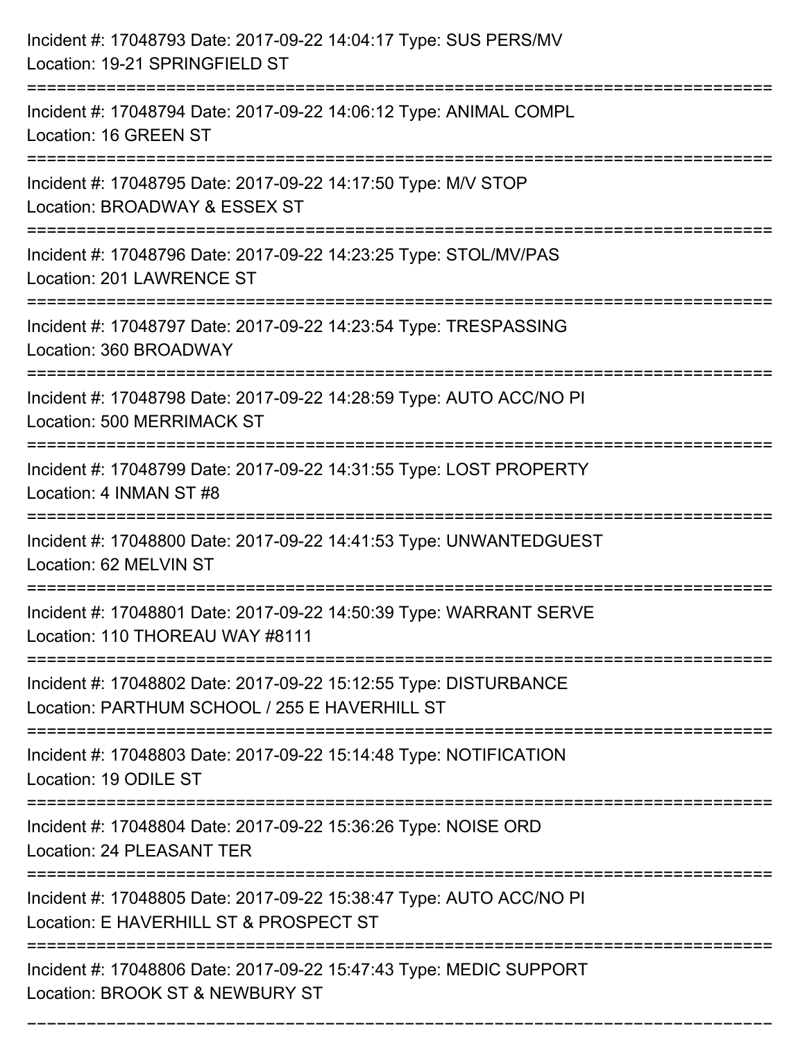Incident #: 17048793 Date: 2017-09-22 14:04:17 Type: SUS PERS/MV
Location: 19-21 SPRINGFIELD ST

===========================================================================

Incident #: 17048794 Date: 2017-09-22 14:06:12 Type: ANIMAL COMPL
Location: 16 GREEN ST

===========================================================================

Incident #: 17048795 Date: 2017-09-22 14:17:50 Type: M/V STOP
Location: BROADWAY & ESSEX ST

===========================================================================

Incident #: 17048796 Date: 2017-09-22 14:23:25 Type: STOL/MV/PAS
Location: 201 LAWRENCE ST

===========================================================================

Incident #: 17048797 Date: 2017-09-22 14:23:54 Type: TRESPASSING
Location: 360 BROADWAY

===========================================================================

Incident #: 17048798 Date: 2017-09-22 14:28:59 Type: AUTO ACC/NO PI
Location: 500 MERRIMACK ST

===========================================================================

Incident #: 17048799 Date: 2017-09-22 14:31:55 Type: LOST PROPERTY
Location: 4 INMAN ST #8

===========================================================================

Incident #: 17048800 Date: 2017-09-22 14:41:53 Type: UNWANTEDGUEST
Location: 62 MELVIN ST

===========================================================================

Incident #: 17048801 Date: 2017-09-22 14:50:39 Type: WARRANT SERVE
Location: 110 THOREAU WAY #8111

===========================================================================

Incident #: 17048802 Date: 2017-09-22 15:12:55 Type: DISTURBANCE
Location: PARTHUM SCHOOL / 255 E HAVERHILL ST

===========================================================================

Incident #: 17048803 Date: 2017-09-22 15:14:48 Type: NOTIFICATION
Location: 19 ODILE ST

===========================================================================

Incident #: 17048804 Date: 2017-09-22 15:36:26 Type: NOISE ORD
Location: 24 PLEASANT TER

===========================================================================

Incident #: 17048805 Date: 2017-09-22 15:38:47 Type: AUTO ACC/NO PI
Location: E HAVERHILL ST & PROSPECT ST

===========================================================================

Incident #: 17048806 Date: 2017-09-22 15:47:43 Type: MEDIC SUPPORT
Location: BROOK ST & NEWBURY ST

===========================================================================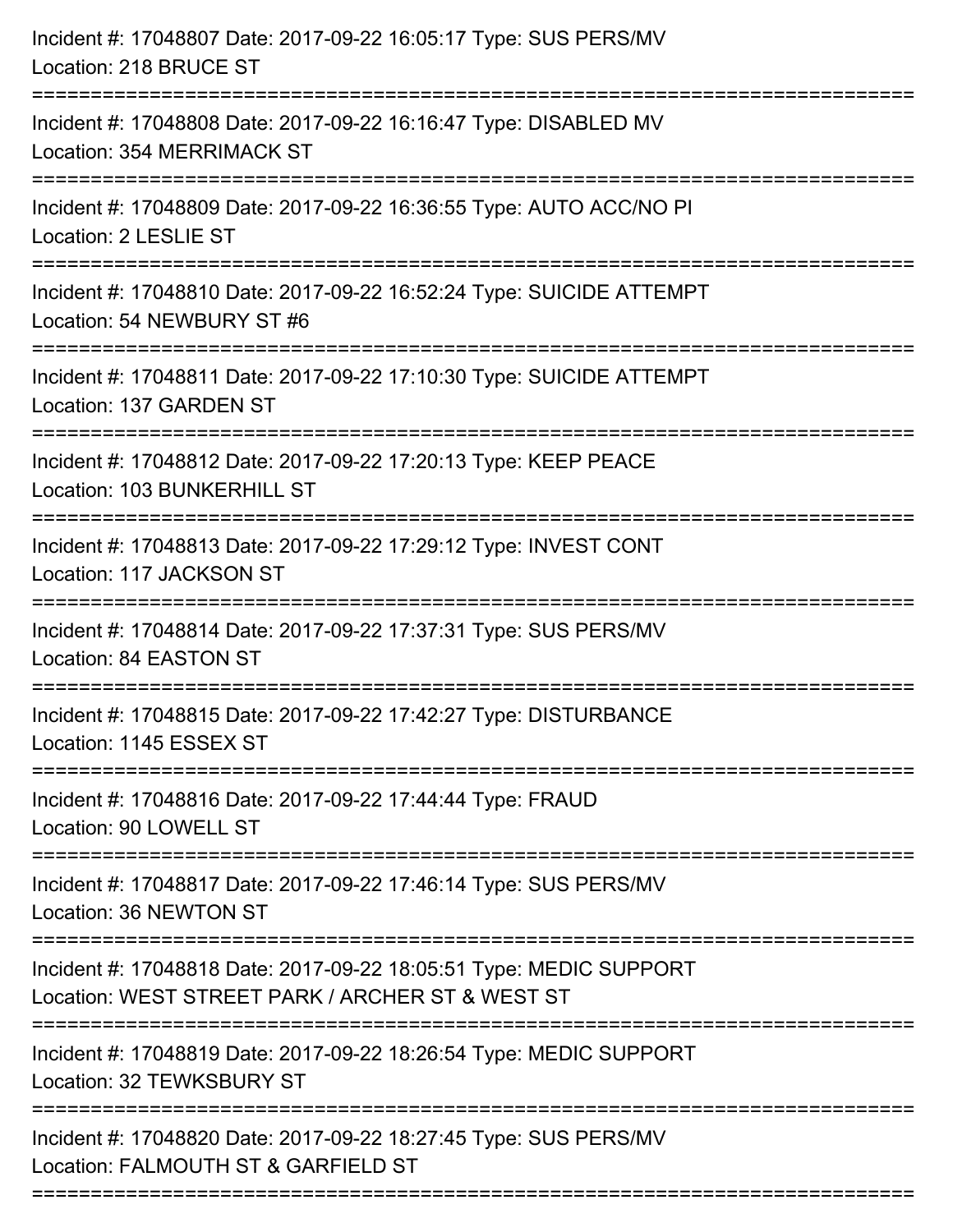Incident #: 17048807 Date: 2017-09-22 16:05:17 Type: SUS PERS/MV
Location: 218 BRUCE ST

===========================================================================

Incident #: 17048808 Date: 2017-09-22 16:16:47 Type: DISABLED MV
Location: 354 MERRIMACK ST

===========================================================================

Incident #: 17048809 Date: 2017-09-22 16:36:55 Type: AUTO ACC/NO PI
Location: 2 LESLIE ST

===========================================================================

Incident #: 17048810 Date: 2017-09-22 16:52:24 Type: SUICIDE ATTEMPT
Location: 54 NEWBURY ST #6

===========================================================================

Incident #: 17048811 Date: 2017-09-22 17:10:30 Type: SUICIDE ATTEMPT
Location: 137 GARDEN ST

===========================================================================

Incident #: 17048812 Date: 2017-09-22 17:20:13 Type: KEEP PEACE
Location: 103 BUNKERHILL ST

===========================================================================

Incident #: 17048813 Date: 2017-09-22 17:29:12 Type: INVEST CONT
Location: 117 JACKSON ST

===========================================================================

Incident #: 17048814 Date: 2017-09-22 17:37:31 Type: SUS PERS/MV
Location: 84 EASTON ST

===========================================================================

Incident #: 17048815 Date: 2017-09-22 17:42:27 Type: DISTURBANCE
Location: 1145 ESSEX ST

===========================================================================

Incident #: 17048816 Date: 2017-09-22 17:44:44 Type: FRAUD
Location: 90 LOWELL ST

===========================================================================

Incident #: 17048817 Date: 2017-09-22 17:46:14 Type: SUS PERS/MV
Location: 36 NEWTON ST

===========================================================================

Incident #: 17048818 Date: 2017-09-22 18:05:51 Type: MEDIC SUPPORT
Location: WEST STREET PARK / ARCHER ST & WEST ST

===========================================================================

Incident #: 17048819 Date: 2017-09-22 18:26:54 Type: MEDIC SUPPORT
Location: 32 TEWKSBURY ST

===========================================================================

Incident #: 17048820 Date: 2017-09-22 18:27:45 Type: SUS PERS/MV
Location: FALMOUTH ST & GARFIELD ST

===========================================================================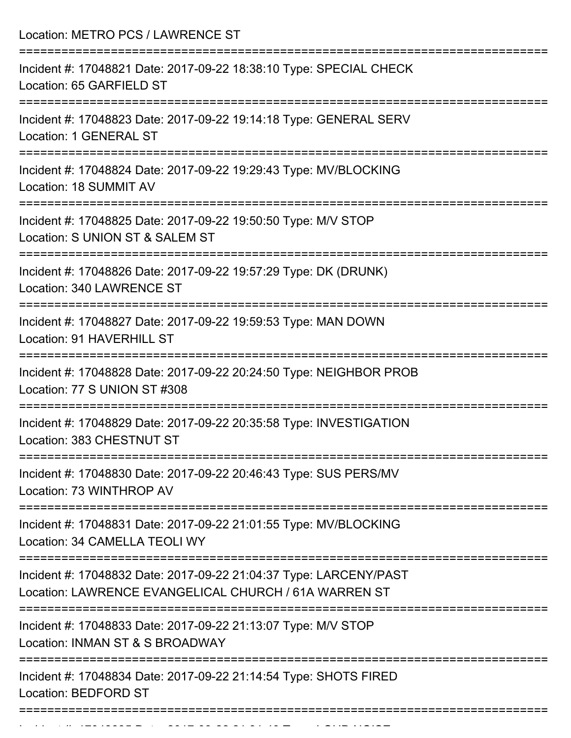Location: METRO PCS / LAWRENCE ST

===========================================================================

Incident #: 17048821 Date: 2017-09-22 18:38:10 Type: SPECIAL CHECK

Location: 65 GARFIELD ST

===========================================================================

Incident #: 17048823 Date: 2017-09-22 19:14:18 Type: GENERAL SERV

Location: 1 GENERAL ST

===========================================================================

Incident #: 17048824 Date: 2017-09-22 19:29:43 Type: MV/BLOCKING

Location: 18 SUMMIT AV

===========================================================================

Incident #: 17048825 Date: 2017-09-22 19:50:50 Type: M/V STOP

Location: S UNION ST & SALEM ST

===========================================================================

Incident #: 17048826 Date: 2017-09-22 19:57:29 Type: DK (DRUNK)

Location: 340 LAWRENCE ST

===========================================================================

Incident #: 17048827 Date: 2017-09-22 19:59:53 Type: MAN DOWN

Location: 91 HAVERHILL ST

===========================================================================

Incident #: 17048828 Date: 2017-09-22 20:24:50 Type: NEIGHBOR PROB

Location: 77 S UNION ST #308

===========================================================================

Incident #: 17048829 Date: 2017-09-22 20:35:58 Type: INVESTIGATION

Location: 383 CHESTNUT ST

===========================================================================

Incident #: 17048830 Date: 2017-09-22 20:46:43 Type: SUS PERS/MV

Location: 73 WINTHROP AV

===========================================================================

Incident #: 17048831 Date: 2017-09-22 21:01:55 Type: MV/BLOCKING

Location: 34 CAMELLA TEOLI WY

===========================================================================

Incident #: 17048832 Date: 2017-09-22 21:04:37 Type: LARCENY/PAST

Location: LAWRENCE EVANGELICAL CHURCH / 61A WARREN ST

===========================================================================

Incident #: 17048833 Date: 2017-09-22 21:13:07 Type: M/V STOP

Location: INMAN ST & S BROADWAY

===========================================================================

Incident #: 17048834 Date: 2017-09-22 21:14:54 Type: SHOTS FIRED

Location: BEDFORD ST

===========================================================================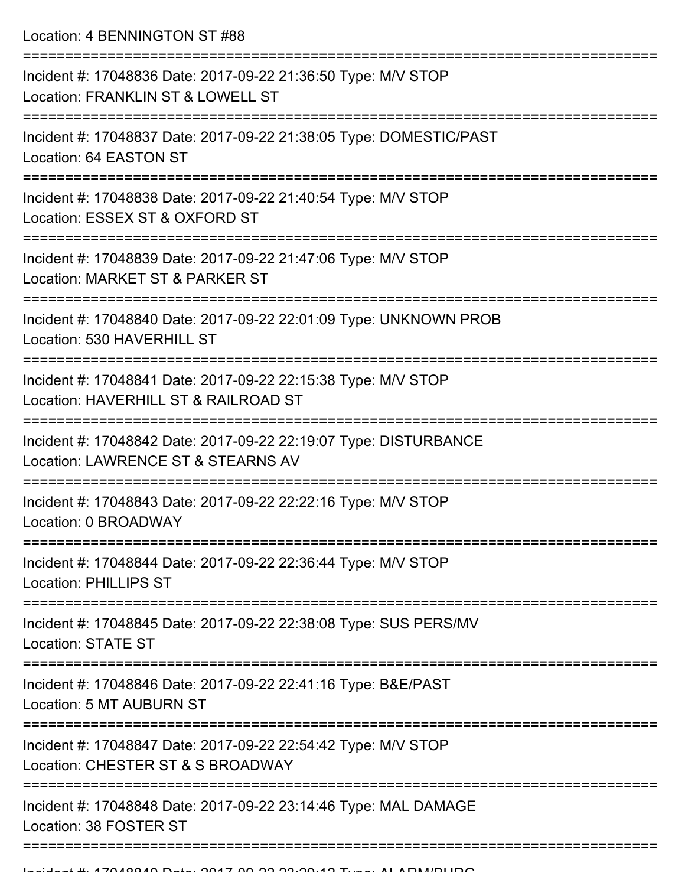Location: 4 BENNINGTON ST #88

===========================================================================

Incident #: 17048836 Date: 2017-09-22 21:36:50 Type: M/V STOP
Location: FRANKLIN ST & LOWELL ST

===========================================================================

Incident #: 17048837 Date: 2017-09-22 21:38:05 Type: DOMESTIC/PAST
Location: 64 EASTON ST

===========================================================================

Incident #: 17048838 Date: 2017-09-22 21:40:54 Type: M/V STOP
Location: ESSEX ST & OXFORD ST

===========================================================================

Incident #: 17048839 Date: 2017-09-22 21:47:06 Type: M/V STOP
Location: MARKET ST & PARKER ST

===========================================================================

Incident #: 17048840 Date: 2017-09-22 22:01:09 Type: UNKNOWN PROB
Location: 530 HAVERHILL ST

===========================================================================

Incident #: 17048841 Date: 2017-09-22 22:15:38 Type: M/V STOP
Location: HAVERHILL ST & RAILROAD ST

===========================================================================

Incident #: 17048842 Date: 2017-09-22 22:19:07 Type: DISTURBANCE
Location: LAWRENCE ST & STEARNS AV

===========================================================================

Incident #: 17048843 Date: 2017-09-22 22:22:16 Type: M/V STOP
Location: 0 BROADWAY

===========================================================================

Incident #: 17048844 Date: 2017-09-22 22:36:44 Type: M/V STOP
Location: PHILLIPS ST

===========================================================================

Incident #: 17048845 Date: 2017-09-22 22:38:08 Type: SUS PERS/MV
Location: STATE ST

===========================================================================

Incident #: 17048846 Date: 2017-09-22 22:41:16 Type: B&E/PAST
Location: 5 MT AUBURN ST

===========================================================================

Incident #: 17048847 Date: 2017-09-22 22:54:42 Type: M/V STOP
Location: CHESTER ST & S BROADWAY

===========================================================================

Incident #: 17048848 Date: 2017-09-22 23:14:46 Type: MAL DAMAGE
Location: 38 FOSTER ST

===========================================================================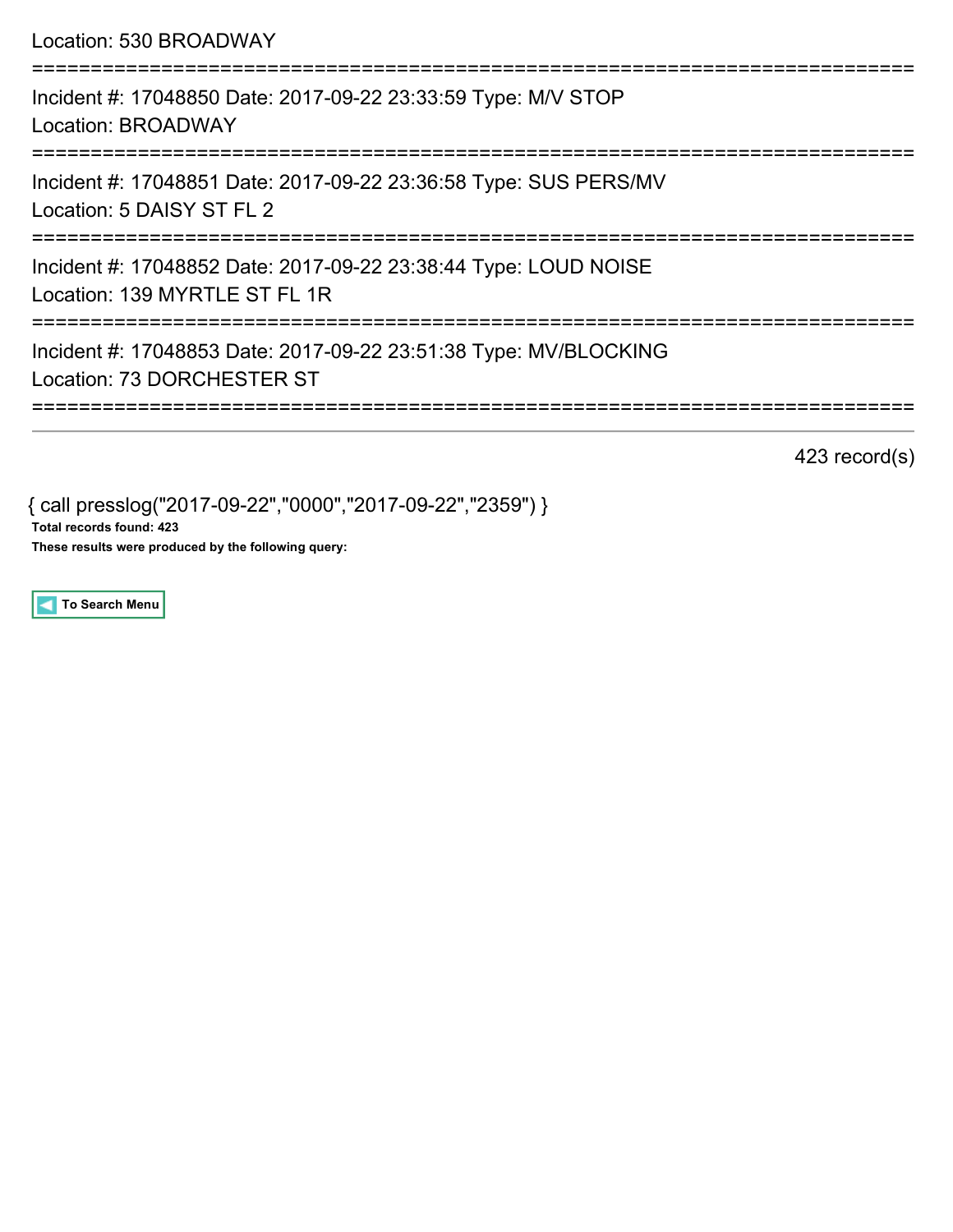Location: 530 BROADWAY

===========================================================================

Incident #: 17048850 Date: 2017-09-22 23:33:59 Type: M/V STOP

Location: BROADWAY

===========================================================================

Incident #: 17048851 Date: 2017-09-22 23:36:58 Type: SUS PERS/MV

Location: 5 DAISY ST FL 2

===========================================================================

Incident #: 17048852 Date: 2017-09-22 23:38:44 Type: LOUD NOISE

Location: 139 MYRTLE ST FL 1R

===========================================================================

Incident #: 17048853 Date: 2017-09-22 23:51:38 Type: MV/BLOCKING

Location: 73 DORCHESTER ST

===========================================================================

---

423 record(s)

{ call presslog("2017-09-22","0000","2017-09-22","2359") }

**Total records found: 423**

**These results were produced by the following query:**

**To Search Menu**